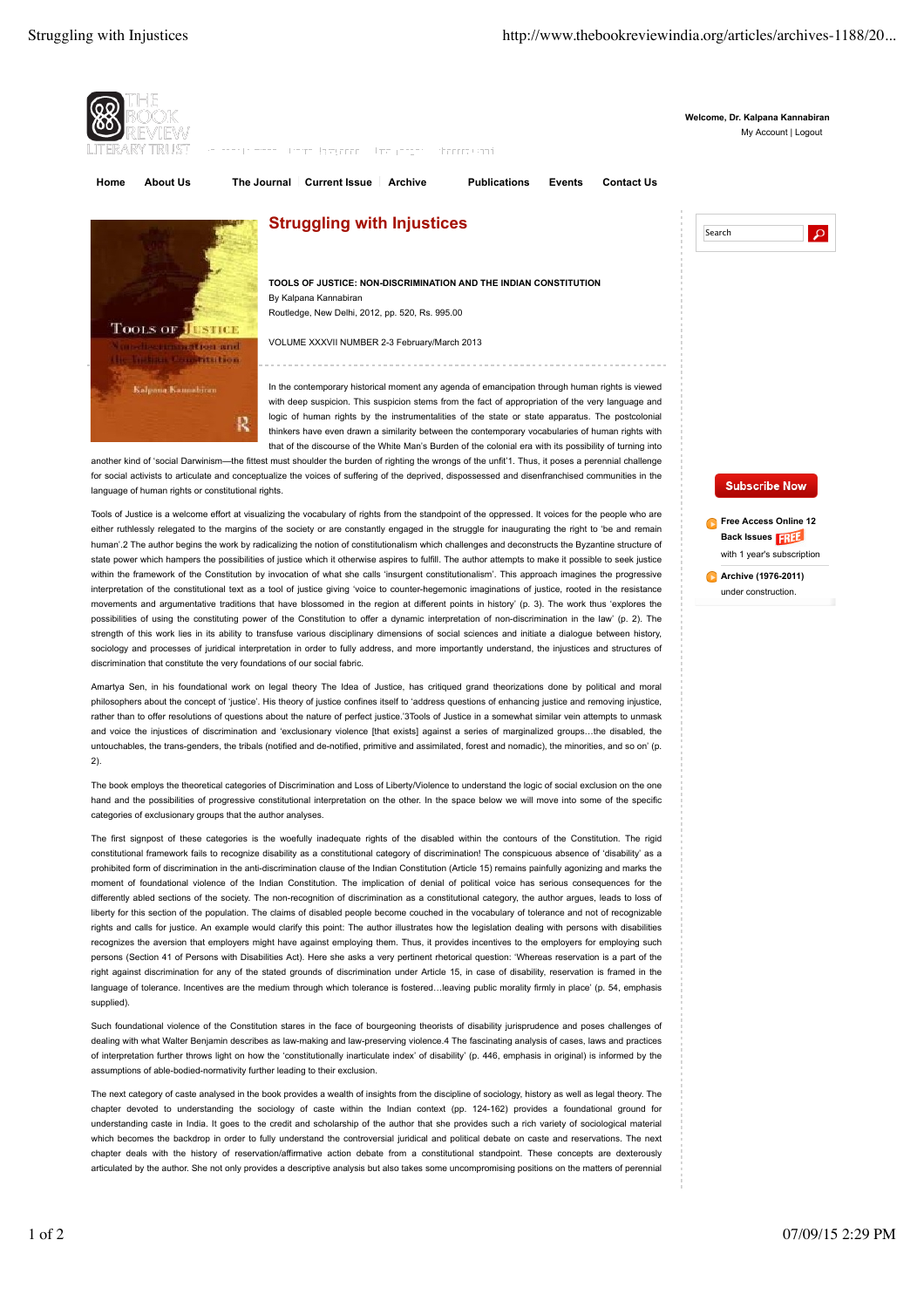# Struggling with Injustices

**TOOLS OF JUSTICE: NON-DISCRIMINATION AND THE INDIAN CONSTITUTION**
By Kalpana Kannabiran
Routledge, New Delhi, 2012, pp. 520, Rs. 995.00

VOLUME XXXVII NUMBER 2-3 February/March 2013

In the contemporary historical moment any agenda of emancipation through human rights is viewed with deep suspicion. This suspicion stems from the fact of appropriation of the very language and logic of human rights by the instrumentalities of the state or state apparatus. The postcolonial thinkers have even drawn a similarity between the contemporary vocabularies of human rights with that of the discourse of the White Man's Burden of the colonial era with its possibility of turning into another kind of 'social Darwinism—the fittest must shoulder the burden of righting the wrongs of the unfit'1. Thus, it poses a perennial challenge for social activists to articulate and conceptualize the voices of suffering of the deprived, dispossessed and disenfranchised communities in the language of human rights or constitutional rights.

Tools of Justice is a welcome effort at visualizing the vocabulary of rights from the standpoint of the oppressed. It voices for the people who are either ruthlessly relegated to the margins of the society or are constantly engaged in the struggle for inaugurating the right to 'be and remain human'.2 The author begins the work by radicalizing the notion of constitutionalism which challenges and deconstructs the Byzantine structure of state power which hampers the possibilities of justice which it otherwise aspires to fulfill. The author attempts to make it possible to seek justice within the framework of the Constitution by invocation of what she calls 'insurgent constitutionalism'. This approach imagines the progressive interpretation of the constitutional text as a tool of justice giving 'voice to counter-hegemonic imaginations of justice, rooted in the resistance movements and argumentative traditions that have blossomed in the region at different points in history' (p. 3). The work thus 'explores the possibilities of using the constituting power of the Constitution to offer a dynamic interpretation of non-discrimination in the law' (p. 2). The strength of this work lies in its ability to transfuse various disciplinary dimensions of social sciences and initiate a dialogue between history, sociology and processes of juridical interpretation in order to fully address, and more importantly understand, the injustices and structures of discrimination that constitute the very foundations of our social fabric.

Amartya Sen, in his foundational work on legal theory The Idea of Justice, has critiqued grand theorizations done by political and moral philosophers about the concept of 'justice'. His theory of justice confines itself to 'address questions of enhancing justice and removing injustice, rather than to offer resolutions of questions about the nature of perfect justice.'3Tools of Justice in a somewhat similar vein attempts to unmask and voice the injustices of discrimination and 'exclusionary violence [that exists] against a series of marginalized groups…the disabled, the untouchables, the trans-genders, the tribals (notified and de-notified, primitive and assimilated, forest and nomadic), the minorities, and so on' (p. 2).

The book employs the theoretical categories of Discrimination and Loss of Liberty/Violence to understand the logic of social exclusion on the one hand and the possibilities of progressive constitutional interpretation on the other. In the space below we will move into some of the specific categories of exclusionary groups that the author analyses.

The first signpost of these categories is the woefully inadequate rights of the disabled within the contours of the Constitution. The rigid constitutional framework fails to recognize disability as a constitutional category of discrimination! The conspicuous absence of 'disability' as a prohibited form of discrimination in the anti-discrimination clause of the Indian Constitution (Article 15) remains painfully agonizing and marks the moment of foundational violence of the Indian Constitution. The implication of denial of political voice has serious consequences for the differently abled sections of the society. The non-recognition of discrimination as a constitutional category, the author argues, leads to loss of liberty for this section of the population. The claims of disabled people become couched in the vocabulary of tolerance and not of recognizable rights and calls for justice. An example would clarify this point: The author illustrates how the legislation dealing with persons with disabilities recognizes the aversion that employers might have against employing them. Thus, it provides incentives to the employers for employing such persons (Section 41 of Persons with Disabilities Act). Here she asks a very pertinent rhetorical question: 'Whereas reservation is a part of the right against discrimination for any of the stated grounds of discrimination under Article 15, in case of disability, reservation is framed in the language of tolerance. Incentives are the medium through which tolerance is fostered…leaving public morality firmly in place' (p. 54, emphasis supplied).

Such foundational violence of the Constitution stares in the face of bourgeoning theorists of disability jurisprudence and poses challenges of dealing with what Walter Benjamin describes as law-making and law-preserving violence.4 The fascinating analysis of cases, laws and practices of interpretation further throws light on how the 'constitutionally inarticulate index' of disability' (p. 446, emphasis in original) is informed by the assumptions of able-bodied-normativity further leading to their exclusion.

The next category of caste analysed in the book provides a wealth of insights from the discipline of sociology, history as well as legal theory. The chapter devoted to understanding the sociology of caste within the Indian context (pp. 124-162) provides a foundational ground for understanding caste in India. It goes to the credit and scholarship of the author that she provides such a rich variety of sociological material which becomes the backdrop in order to fully understand the controversial juridical and political debate on caste and reservations. The next chapter deals with the history of reservation/affirmative action debate from a constitutional standpoint. These concepts are dexterously articulated by the author. She not only provides a descriptive analysis but also takes some uncompromising positions on the matters of perennial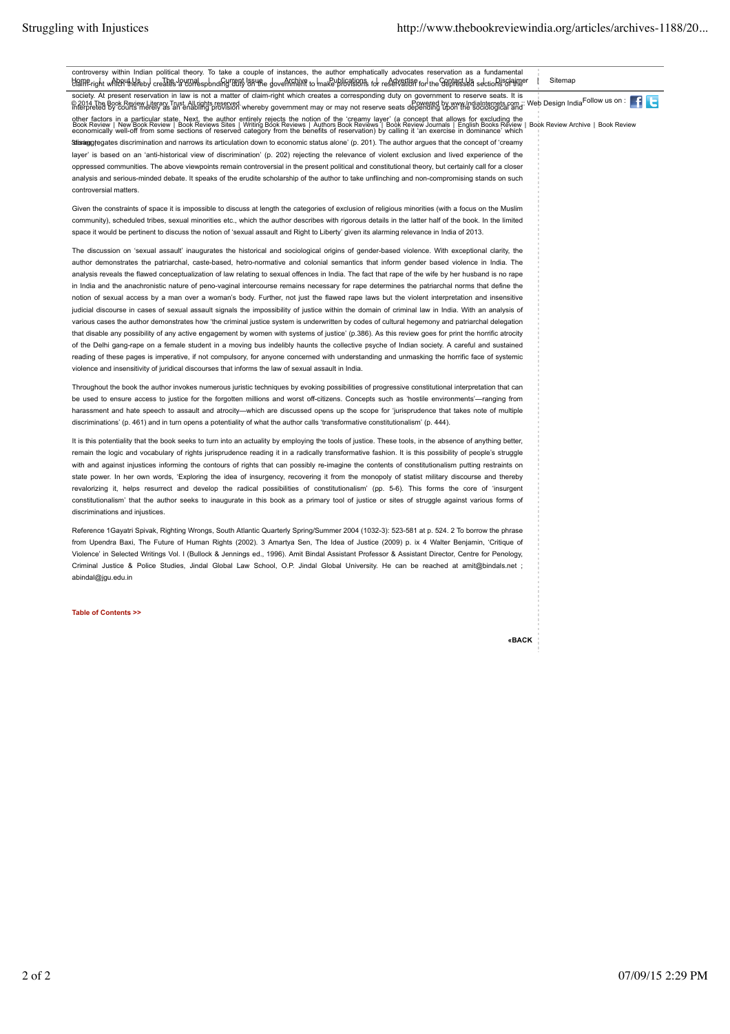controversy within Indian political theory. To take a couple of instances, the author emphatically advocates reservation as a fundamental claim-right which thereby creates a corresponding duty on the government to make provisions for reservation for the depressed sections of the society. At present reservation in law is not a matter of claim-right which creates a corresponding duty on government to reserve seats. It is interpreted by courts merely as an enabling provision whereby government may or may not reserve seats depending upon the sociological and other factors in a particular state. Next, the author entirely rejects the notion of the 'creamy layer' (a concept that allows for excluding the economically well-off from some sections of reserved category from the benefits of reservation) by calling it 'an exercise in dominance' which disaggregates discrimination and narrows its articulation down to economic status alone' (p. 201). The author argues that the concept of 'creamy layer' is based on an 'anti-historical view of discrimination' (p. 202) rejecting the relevance of violent exclusion and lived experience of the oppressed communities. The above viewpoints remain controversial in the present political and constitutional theory, but certainly call for a closer analysis and serious-minded debate. It speaks of the erudite scholarship of the author to take unflinching and non-compromising stands on such controversial matters.

Given the constraints of space it is impossible to discuss at length the categories of exclusion of religious minorities (with a focus on the Muslim community), scheduled tribes, sexual minorities etc., which the author describes with rigorous details in the latter half of the book. In the limited space it would be pertinent to discuss the notion of 'sexual assault and Right to Liberty' given its alarming relevance in India of 2013.

The discussion on 'sexual assault' inaugurates the historical and sociological origins of gender-based violence. With exceptional clarity, the author demonstrates the patriarchal, caste-based, hetro-normative and colonial semantics that inform gender based violence in India. The analysis reveals the flawed conceptualization of law relating to sexual offences in India. The fact that rape of the wife by her husband is no rape in India and the anachronistic nature of peno-vaginal intercourse remains necessary for rape determines the patriarchal norms that define the notion of sexual access by a man over a woman's body. Further, not just the flawed rape laws but the violent interpretation and insensitive judicial discourse in cases of sexual assault signals the impossibility of justice within the domain of criminal law in India. With an analysis of various cases the author demonstrates how 'the criminal justice system is underwritten by codes of cultural hegemony and patriarchal delegation that disable any possibility of any active engagement by women with systems of justice' (p.386). As this review goes for print the horrific atrocity of the Delhi gang-rape on a female student in a moving bus indelibly haunts the collective psyche of Indian society. A careful and sustained reading of these pages is imperative, if not compulsory, for anyone concerned with understanding and unmasking the horrific face of systemic violence and insensitivity of juridical discourses that informs the law of sexual assault in India.

Throughout the book the author invokes numerous juristic techniques by evoking possibilities of progressive constitutional interpretation that can be used to ensure access to justice for the forgotten millions and worst off-citizens. Concepts such as 'hostile environments'—ranging from harassment and hate speech to assault and atrocity—which are discussed opens up the scope for 'jurisprudence that takes note of multiple discriminations' (p. 461) and in turn opens a potentiality of what the author calls 'transformative constitutionalism' (p. 444).

It is this potentiality that the book seeks to turn into an actuality by employing the tools of justice. These tools, in the absence of anything better, remain the logic and vocabulary of rights jurisprudence reading it in a radically transformative fashion. It is this possibility of people's struggle with and against injustices informing the contours of rights that can possibly re-imagine the contents of constitutionalism putting restraints on state power. In her own words, 'Exploring the idea of insurgency, recovering it from the monopoly of statist military discourse and thereby revalorizing it, helps resurrect and develop the radical possibilities of constitutionalism' (pp. 5-6). This forms the core of 'insurgent constitutionalism' that the author seeks to inaugurate in this book as a primary tool of justice or sites of struggle against various forms of discriminations and injustices.

Reference 1Gayatri Spivak, Righting Wrongs, South Atlantic Quarterly Spring/Summer 2004 (1032-3): 523-581 at p. 524. 2 To borrow the phrase from Upendra Baxi, The Future of Human Rights (2002). 3 Amartya Sen, The Idea of Justice (2009) p. ix 4 Walter Benjamin, 'Critique of Violence' in Selected Writings Vol. I (Bullock & Jennings ed., 1996). Amit Bindal Assistant Professor & Assistant Director, Centre for Penology, Criminal Justice & Police Studies, Jindal Global Law School, O.P. Jindal Global University. He can be reached at amit@bindals.net ; abindal@jgu.edu.in

**Table of Contents >>**

**«BACK**

Home | About Us | The Journal | Current Issue | Archive | Publications | Advertise | Contact Us | Disclaimer | Sitemap

© 2014 The Book Review Literary Trust. All rights reserved. Powered by www.Indiainternets.com :: Web Design India Follow us on :

Book Review | New Book Review | Book Reviews Sites | Writing Book Reviews | Authors Book Reviews | Book Review Journals | English Books Review | Book Review Archive | Book Review Sites